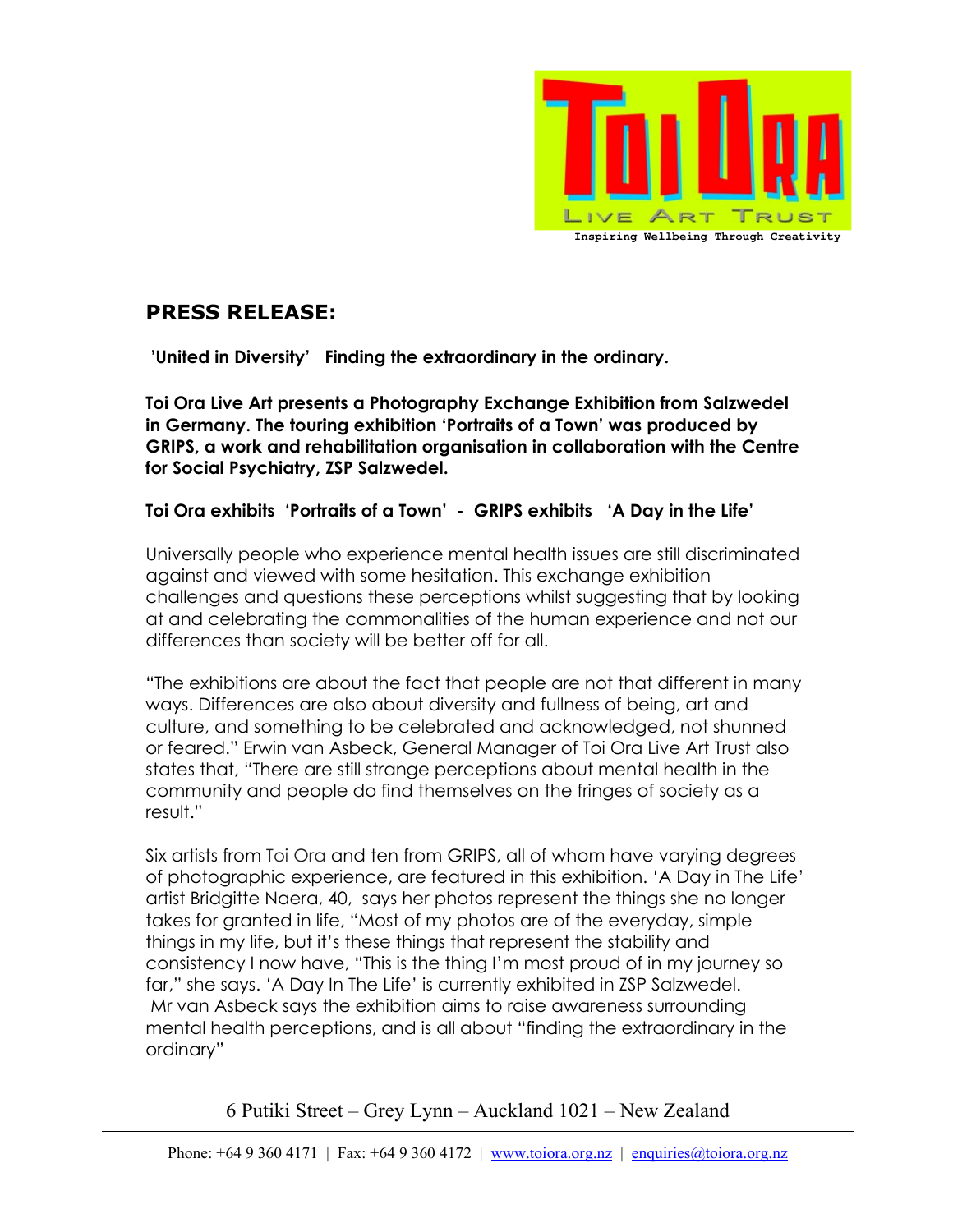Toi Ora Live Art Trust

Inspiring Wellbeing Through Creativity

## PRESS RELEASE:

**'United in Diversity' Finding the extraordinary in the ordinary.**

**Toi Ora Live Art presents a Photography Exchange Exhibition from Salzwedel in Germany. The touring exhibition 'Portraits of a Town' was produced by GRIPS, a work and rehabilitation organisation in collaboration with the Centre for Social Psychiatry, ZSP Salzwedel.**

**Toi Ora exhibits 'Portraits of a Town' - GRIPS exhibits 'A Day in the Life'**

Universally people who experience mental health issues are still discriminated against and viewed with some hesitation. This exchange exhibition challenges and questions these perceptions whilst suggesting that by looking at and celebrating the commonalities of the human experience and not our differences than society will be better off for all.

"The exhibitions are about the fact that people are not that different in many ways. Differences are also about diversity and fullness of being, art and culture, and something to be celebrated and acknowledged, not shunned or feared." Erwin van Asbeck, General Manager of Toi Ora Live Art Trust also states that, "There are still strange perceptions about mental health in the community and people do find themselves on the fringes of society as a result."

Six artists from Toi Ora and ten from GRIPS, all of whom have varying degrees of photographic experience, are featured in this exhibition. 'A Day in The Life' artist Bridgitte Naera, 40, says her photos represent the things she no longer takes for granted in life, "Most of my photos are of the everyday, simple things in my life, but it's these things that represent the stability and consistency I now have, "This is the thing I'm most proud of in my journey so far," she says. 'A Day In The Life' is currently exhibited in ZSP Salzwedel. Mr van Asbeck says the exhibition aims to raise awareness surrounding mental health perceptions, and is all about "finding the extraordinary in the ordinary"

6 Putiki Street – Grey Lynn – Auckland 1021 – New Zealand

Phone: +64 9 360 4171 | Fax: +64 9 360 4172 | www.toiora.org.nz | enquiries@toiora.org.nz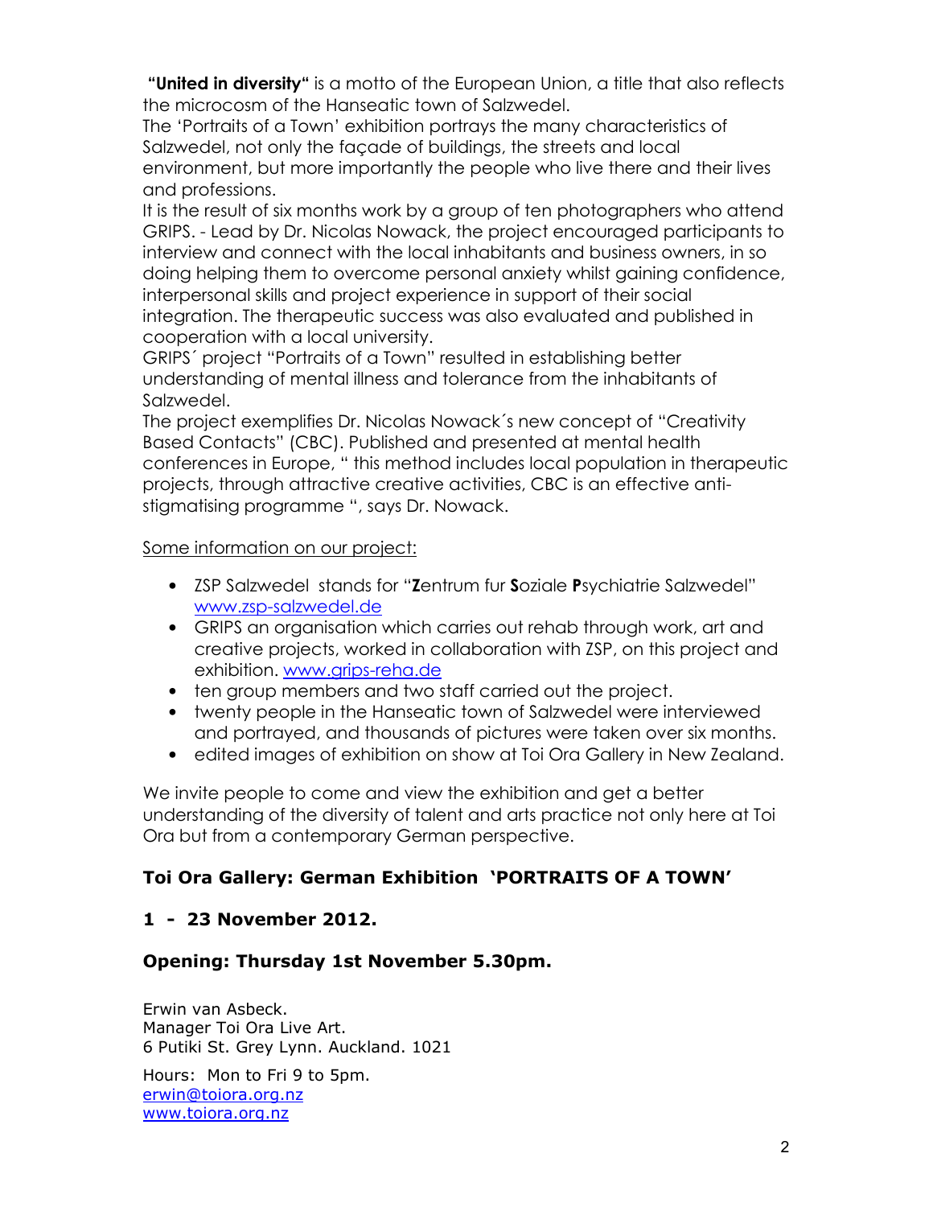**"United in diversity"** is a motto of the European Union, a title that also reflects the microcosm of the Hanseatic town of Salzwedel.

The 'Portraits of a Town' exhibition portrays the many characteristics of Salzwedel, not only the façade of buildings, the streets and local environment, but more importantly the people who live there and their lives and professions.

It is the result of six months work by a group of ten photographers who attend GRIPS. - Lead by Dr. Nicolas Nowack, the project encouraged participants to interview and connect with the local inhabitants and business owners, in so doing helping them to overcome personal anxiety whilst gaining confidence, interpersonal skills and project experience in support of their social integration. The therapeutic success was also evaluated and published in cooperation with a local university.

GRIPS´ project "Portraits of a Town" resulted in establishing better understanding of mental illness and tolerance from the inhabitants of Salzwedel.

The project exemplifies Dr. Nicolas Nowack´s new concept of "Creativity Based Contacts" (CBC). Published and presented at mental health conferences in Europe, " this method includes local population in therapeutic projects, through attractive creative activities, CBC is an effective anti-stigmatising programme ", says Dr. Nowack.

Some information on our project:

- ZSP Salzwedel stands for "**Z**entrum fur **S**oziale **P**sychiatrie Salzwedel" www.zsp-salzwedel.de
- GRIPS an organisation which carries out rehab through work, art and creative projects, worked in collaboration with ZSP, on this project and exhibition. www.grips-reha.de
- ten group members and two staff carried out the project.
- twenty people in the Hanseatic town of Salzwedel were interviewed and portrayed, and thousands of pictures were taken over six months.
- edited images of exhibition on show at Toi Ora Gallery in New Zealand.

We invite people to come and view the exhibition and get a better understanding of the diversity of talent and arts practice not only here at Toi Ora but from a contemporary German perspective.

**Toi Ora Gallery: German Exhibition 'PORTRAITS OF A TOWN'**

**1 - 23 November 2012.**

**Opening: Thursday 1st November 5.30pm.**

Erwin van Asbeck.
Manager Toi Ora Live Art.
6 Putiki St. Grey Lynn. Auckland. 1021

Hours: Mon to Fri 9 to 5pm.
erwin@toiora.org.nz
www.toiora.org.nz